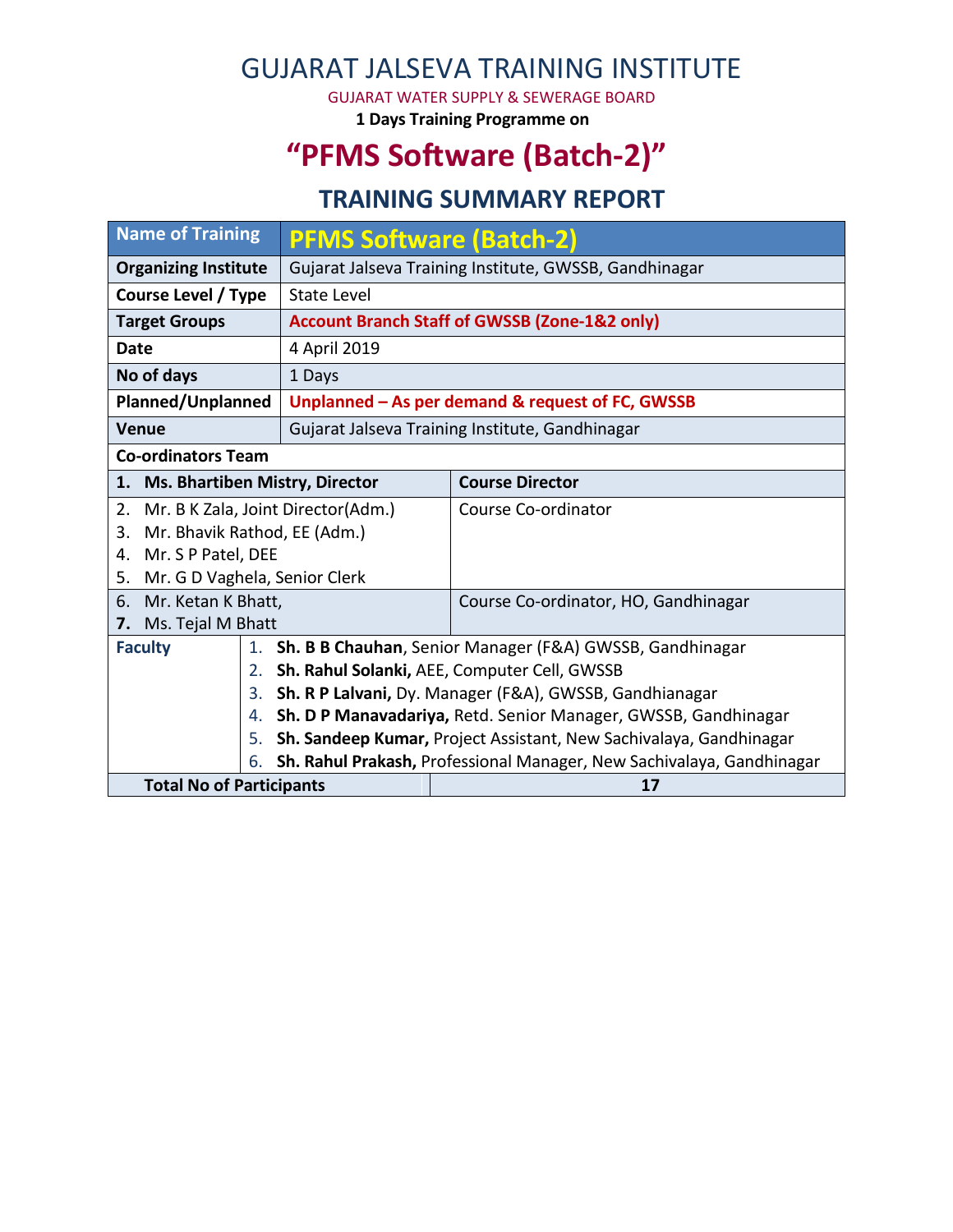# GUJARAT JALSEVA TRAINING INSTITUTE

GUJARAT WATER SUPPLY & SEWERAGE BOARD

**1 Days Training Programme on**

# "PFMS Software (Batch-2)"

## TRAINING SUMMARY REPORT

| Name of Training | PFMS Software (Batch-2) |
|---|---|
| **Organizing Institute** | Gujarat Jalseva Training Institute, GWSSB, Gandhinagar |
| **Course Level / Type** | State Level |
| **Target Groups** | **Account Branch Staff of GWSSB (Zone-1&2 only)** |
| **Date** | 4 April 2019 |
| **No of days** | 1 Days |
| **Planned/Unplanned** | **Unplanned – As per demand & request of FC, GWSSB** |
| **Venue** | Gujarat Jalseva Training Institute, Gandhinagar |

**Co-ordinators Team**

| Name | Role |
|---|---|
| **1. Ms. Bhartiben Mistry, Director** | **Course Director** |
| 2. Mr. B K Zala, Joint Director(Adm.)<br>3. Mr. Bhavik Rathod, EE (Adm.)<br>4. Mr. S P Patel, DEE<br>5. Mr. G D Vaghela, Senior Clerk | Course Co-ordinator |
| 6. Mr. Ketan K Bhatt,<br>7. Ms. Tejal M Bhatt | Course Co-ordinator, HO, Gandhinagar |

**Faculty**

1. **Sh. B B Chauhan**, Senior Manager (F&A) GWSSB, Gandhinagar
2. **Sh. Rahul Solanki,** AEE, Computer Cell, GWSSB
3. **Sh. R P Lalvani,** Dy. Manager (F&A), GWSSB, Gandhianagar
4. **Sh. D P Manavadariya,** Retd. Senior Manager, GWSSB, Gandhinagar
5. **Sh. Sandeep Kumar,** Project Assistant, New Sachivalaya, Gandhinagar
6. **Sh. Rahul Prakash,** Professional Manager, New Sachivalaya, Gandhinagar

| **Total No of Participants** | **17** |
|---|---|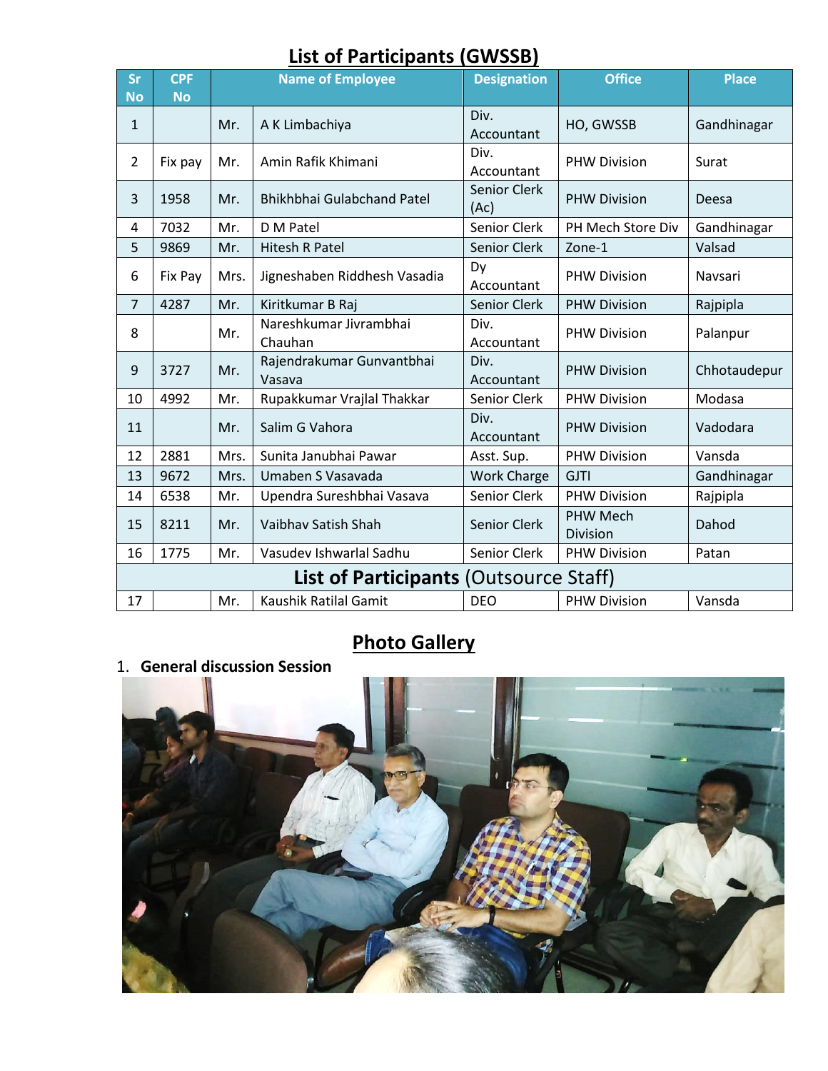# List of Participants (GWSSB)

| Sr No | CPF No | Name of Employee | | Designation | Office | Place |
|---|---|---|---|---|---|---|
| 1 | | Mr. | A K Limbachiya | Div. Accountant | HO, GWSSB | Gandhinagar |
| 2 | Fix pay | Mr. | Amin Rafik Khimani | Div. Accountant | PHW Division | Surat |
| 3 | 1958 | Mr. | Bhikhbhai Gulabchand Patel | Senior Clerk (Ac) | PHW Division | Deesa |
| 4 | 7032 | Mr. | D M Patel | Senior Clerk | PH Mech Store Div | Gandhinagar |
| 5 | 9869 | Mr. | Hitesh R Patel | Senior Clerk | Zone-1 | Valsad |
| 6 | Fix Pay | Mrs. | Jigneshaben Riddhesh Vasadia | Dy Accountant | PHW Division | Navsari |
| 7 | 4287 | Mr. | Kiritkumar B Raj | Senior Clerk | PHW Division | Rajpipla |
| 8 | | Mr. | Nareshkumar Jivrambhai Chauhan | Div. Accountant | PHW Division | Palanpur |
| 9 | 3727 | Mr. | Rajendrakumar Gunvantbhai Vasava | Div. Accountant | PHW Division | Chhotaudepur |
| 10 | 4992 | Mr. | Rupakkumar Vrajlal Thakkar | Senior Clerk | PHW Division | Modasa |
| 11 | | Mr. | Salim G Vahora | Div. Accountant | PHW Division | Vadodara |
| 12 | 2881 | Mrs. | Sunita Janubhai Pawar | Asst. Sup. | PHW Division | Vansda |
| 13 | 9672 | Mrs. | Umaben S Vasavada | Work Charge | GJTI | Gandhinagar |
| 14 | 6538 | Mr. | Upendra Sureshbhai Vasava | Senior Clerk | PHW Division | Rajpipla |
| 15 | 8211 | Mr. | Vaibhav Satish Shah | Senior Clerk | PHW Mech Division | Dahod |
| 16 | 1775 | Mr. | Vasudev Ishwarlal Sadhu | Senior Clerk | PHW Division | Patan |
| **List of Participants** (Outsource Staff) | | | | | | |
| 17 | | Mr. | Kaushik Ratilal Gamit | DEO | PHW Division | Vansda |

# Photo Gallery

1. **General discussion Session**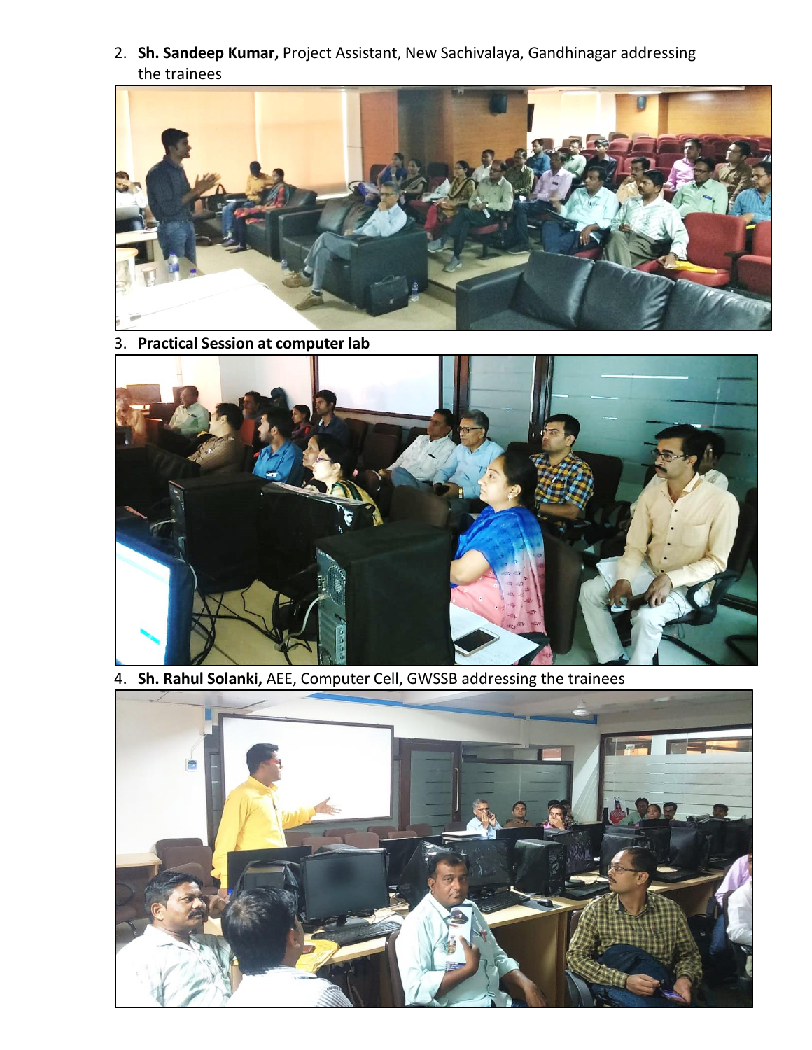2. **Sh. Sandeep Kumar,** Project Assistant, New Sachivalaya, Gandhinagar addressing the trainees

3. **Practical Session at computer lab**

4. **Sh. Rahul Solanki,** AEE, Computer Cell, GWSSB addressing the trainees